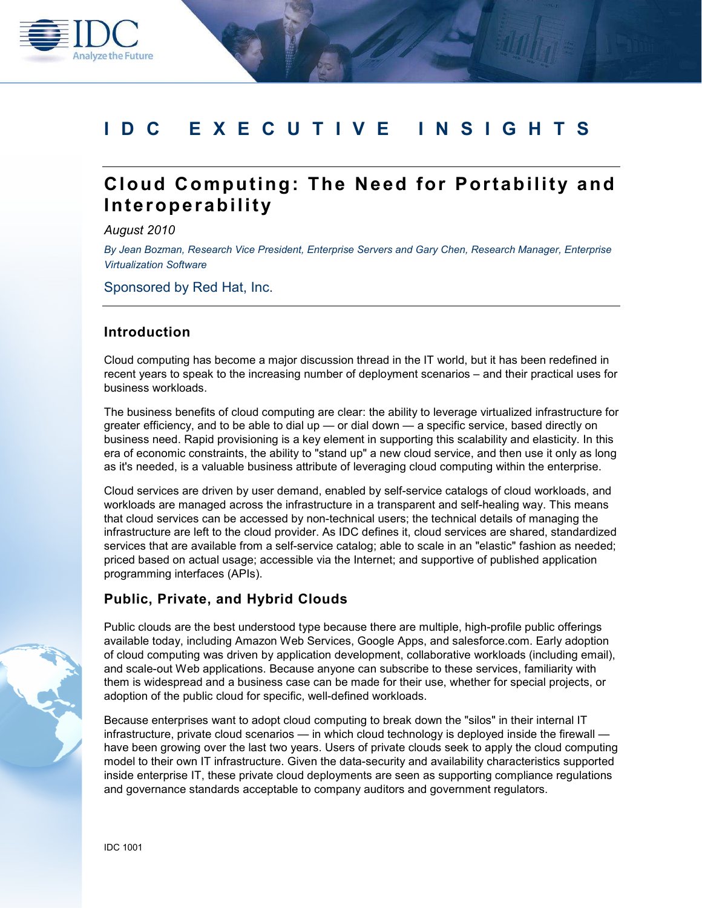# IDC EXECUTIVE INSIGHTS

## Cloud Computing: The Need for Portability and Interoperability

*August 2010*

*By Jean Bozman, Research Vice President, Enterprise Servers and Gary Chen, Research Manager, Enterprise Virtualization Software*

Sponsored by Red Hat, Inc.

### Introduction

Cloud computing has become a major discussion thread in the IT world, but it has been redefined in recent years to speak to the increasing number of deployment scenarios – and their practical uses for business workloads.

The business benefits of cloud computing are clear: the ability to leverage virtualized infrastructure for greater efficiency, and to be able to dial up — or dial down — a specific service, based directly on business need. Rapid provisioning is a key element in supporting this scalability and elasticity. In this era of economic constraints, the ability to "stand up" a new cloud service, and then use it only as long as it's needed, is a valuable business attribute of leveraging cloud computing within the enterprise.

Cloud services are driven by user demand, enabled by self-service catalogs of cloud workloads, and workloads are managed across the infrastructure in a transparent and self-healing way. This means that cloud services can be accessed by non-technical users; the technical details of managing the infrastructure are left to the cloud provider. As IDC defines it, cloud services are shared, standardized services that are available from a self-service catalog; able to scale in an "elastic" fashion as needed; priced based on actual usage; accessible via the Internet; and supportive of published application programming interfaces (APIs).

### Public, Private, and Hybrid Clouds

Public clouds are the best understood type because there are multiple, high-profile public offerings available today, including Amazon Web Services, Google Apps, and salesforce.com. Early adoption of cloud computing was driven by application development, collaborative workloads (including email), and scale-out Web applications. Because anyone can subscribe to these services, familiarity with them is widespread and a business case can be made for their use, whether for special projects, or adoption of the public cloud for specific, well-defined workloads.

Because enterprises want to adopt cloud computing to break down the "silos" in their internal IT infrastructure, private cloud scenarios — in which cloud technology is deployed inside the firewall — have been growing over the last two years. Users of private clouds seek to apply the cloud computing model to their own IT infrastructure. Given the data-security and availability characteristics supported inside enterprise IT, these private cloud deployments are seen as supporting compliance regulations and governance standards acceptable to company auditors and government regulators.

IDC 1001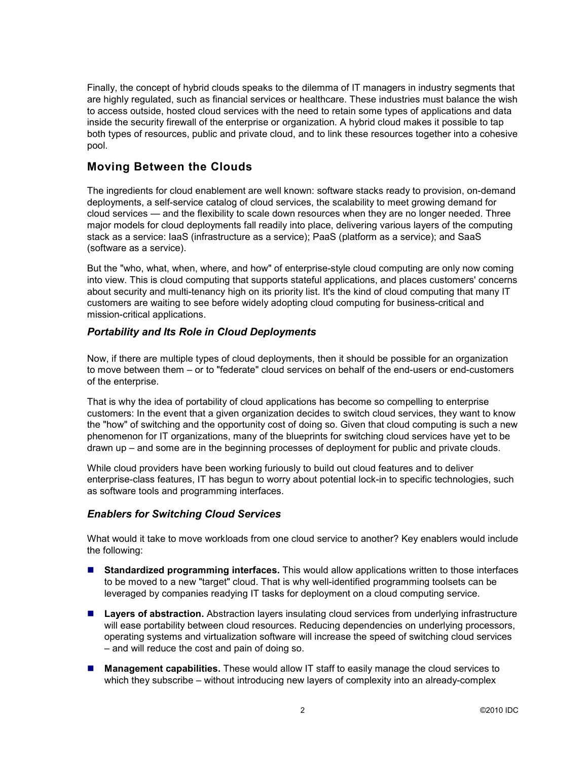Finally, the concept of hybrid clouds speaks to the dilemma of IT managers in industry segments that are highly regulated, such as financial services or healthcare. These industries must balance the wish to access outside, hosted cloud services with the need to retain some types of applications and data inside the security firewall of the enterprise or organization. A hybrid cloud makes it possible to tap both types of resources, public and private cloud, and to link these resources together into a cohesive pool.

## Moving Between the Clouds

The ingredients for cloud enablement are well known: software stacks ready to provision, on-demand deployments, a self-service catalog of cloud services, the scalability to meet growing demand for cloud services — and the flexibility to scale down resources when they are no longer needed. Three major models for cloud deployments fall readily into place, delivering various layers of the computing stack as a service: IaaS (infrastructure as a service); PaaS (platform as a service); and SaaS (software as a service).

But the "who, what, when, where, and how" of enterprise-style cloud computing are only now coming into view. This is cloud computing that supports stateful applications, and places customers' concerns about security and multi-tenancy high on its priority list. It's the kind of cloud computing that many IT customers are waiting to see before widely adopting cloud computing for business-critical and mission-critical applications.

### *Portability and Its Role in Cloud Deployments*

Now, if there are multiple types of cloud deployments, then it should be possible for an organization to move between them – or to "federate" cloud services on behalf of the end-users or end-customers of the enterprise.

That is why the idea of portability of cloud applications has become so compelling to enterprise customers: In the event that a given organization decides to switch cloud services, they want to know the "how" of switching and the opportunity cost of doing so. Given that cloud computing is such a new phenomenon for IT organizations, many of the blueprints for switching cloud services have yet to be drawn up – and some are in the beginning processes of deployment for public and private clouds.

While cloud providers have been working furiously to build out cloud features and to deliver enterprise-class features, IT has begun to worry about potential lock-in to specific technologies, such as software tools and programming interfaces.

### *Enablers for Switching Cloud Services*

What would it take to move workloads from one cloud service to another? Key enablers would include the following:

- **Standardized programming interfaces.** This would allow applications written to those interfaces to be moved to a new "target" cloud. That is why well-identified programming toolsets can be leveraged by companies readying IT tasks for deployment on a cloud computing service.
- **Layers of abstraction.** Abstraction layers insulating cloud services from underlying infrastructure will ease portability between cloud resources. Reducing dependencies on underlying processors, operating systems and virtualization software will increase the speed of switching cloud services – and will reduce the cost and pain of doing so.
- **Management capabilities.** These would allow IT staff to easily manage the cloud services to which they subscribe – without introducing new layers of complexity into an already-complex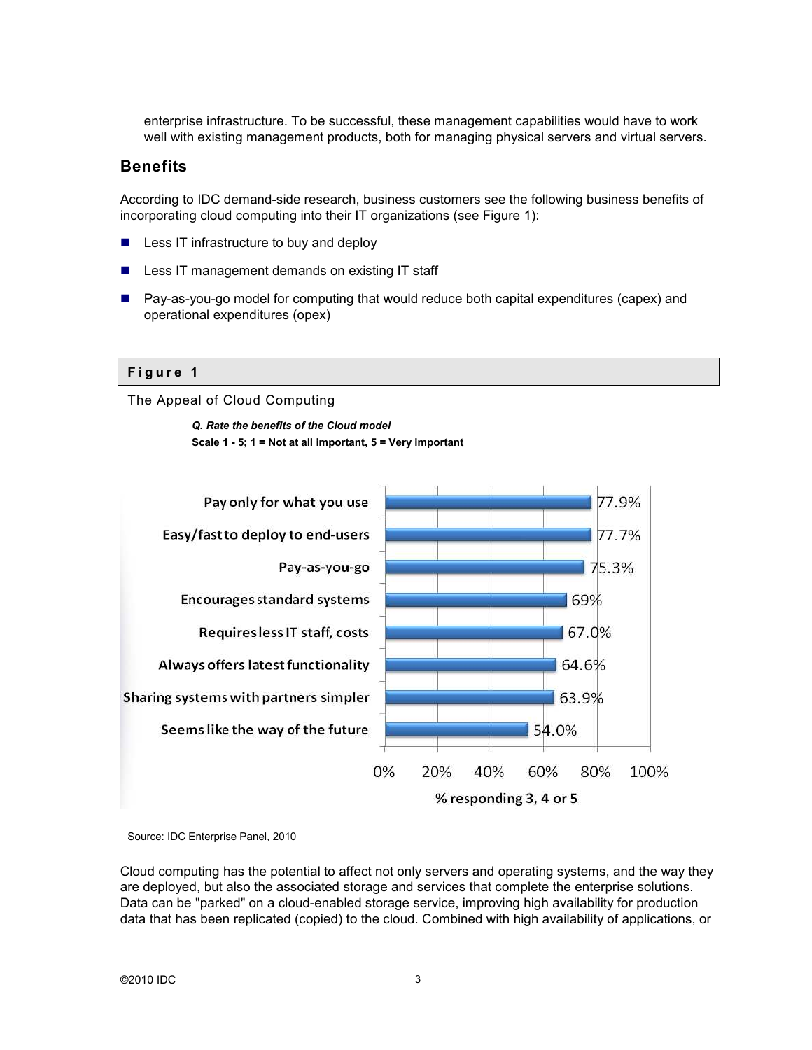enterprise infrastructure. To be successful, these management capabilities would have to work well with existing management products, both for managing physical servers and virtual servers.

## Benefits

According to IDC demand-side research, business customers see the following business benefits of incorporating cloud computing into their IT organizations (see Figure 1):

- Less IT infrastructure to buy and deploy
- Less IT management demands on existing IT staff
- Pay-as-you-go model for computing that would reduce both capital expenditures (capex) and operational expenditures (opex)

**Figure 1**

The Appeal of Cloud Computing

***Q. Rate the benefits of the Cloud model***

**Scale 1 - 5; 1 = Not at all important, 5 = Very important**

| Benefit | % responding 3, 4 or 5 |
| --- | --- |
| Pay only for what you use | 77.9% |
| Easy/fast to deploy to end-users | 77.7% |
| Pay-as-you-go | 75.3% |
| Encourages standard systems | 69% |
| Requires less IT staff, costs | 67.0% |
| Always offers latest functionality | 64.6% |
| Sharing systems with partners simpler | 63.9% |
| Seems like the way of the future | 54.0% |

Source: IDC Enterprise Panel, 2010

Cloud computing has the potential to affect not only servers and operating systems, and the way they are deployed, but also the associated storage and services that complete the enterprise solutions. Data can be "parked" on a cloud-enabled storage service, improving high availability for production data that has been replicated (copied) to the cloud. Combined with high availability of applications, or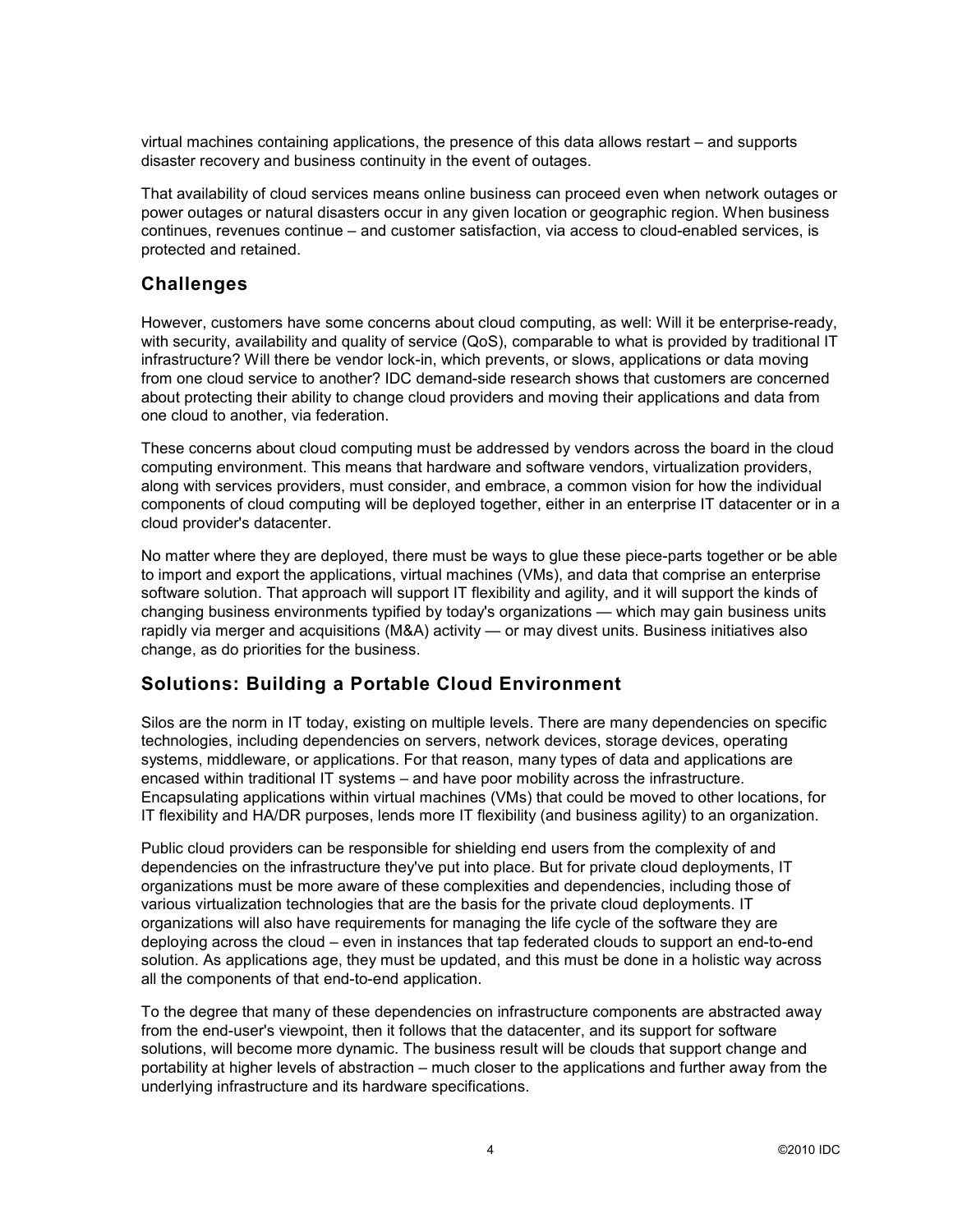virtual machines containing applications, the presence of this data allows restart – and supports disaster recovery and business continuity in the event of outages.

That availability of cloud services means online business can proceed even when network outages or power outages or natural disasters occur in any given location or geographic region. When business continues, revenues continue – and customer satisfaction, via access to cloud-enabled services, is protected and retained.

## Challenges

However, customers have some concerns about cloud computing, as well: Will it be enterprise-ready, with security, availability and quality of service (QoS), comparable to what is provided by traditional IT infrastructure? Will there be vendor lock-in, which prevents, or slows, applications or data moving from one cloud service to another? IDC demand-side research shows that customers are concerned about protecting their ability to change cloud providers and moving their applications and data from one cloud to another, via federation.

These concerns about cloud computing must be addressed by vendors across the board in the cloud computing environment. This means that hardware and software vendors, virtualization providers, along with services providers, must consider, and embrace, a common vision for how the individual components of cloud computing will be deployed together, either in an enterprise IT datacenter or in a cloud provider's datacenter.

No matter where they are deployed, there must be ways to glue these piece-parts together or be able to import and export the applications, virtual machines (VMs), and data that comprise an enterprise software solution. That approach will support IT flexibility and agility, and it will support the kinds of changing business environments typified by today's organizations — which may gain business units rapidly via merger and acquisitions (M&A) activity — or may divest units. Business initiatives also change, as do priorities for the business.

## Solutions: Building a Portable Cloud Environment

Silos are the norm in IT today, existing on multiple levels. There are many dependencies on specific technologies, including dependencies on servers, network devices, storage devices, operating systems, middleware, or applications. For that reason, many types of data and applications are encased within traditional IT systems – and have poor mobility across the infrastructure. Encapsulating applications within virtual machines (VMs) that could be moved to other locations, for IT flexibility and HA/DR purposes, lends more IT flexibility (and business agility) to an organization.

Public cloud providers can be responsible for shielding end users from the complexity of and dependencies on the infrastructure they've put into place. But for private cloud deployments, IT organizations must be more aware of these complexities and dependencies, including those of various virtualization technologies that are the basis for the private cloud deployments. IT organizations will also have requirements for managing the life cycle of the software they are deploying across the cloud – even in instances that tap federated clouds to support an end-to-end solution. As applications age, they must be updated, and this must be done in a holistic way across all the components of that end-to-end application.

To the degree that many of these dependencies on infrastructure components are abstracted away from the end-user's viewpoint, then it follows that the datacenter, and its support for software solutions, will become more dynamic. The business result will be clouds that support change and portability at higher levels of abstraction – much closer to the applications and further away from the underlying infrastructure and its hardware specifications.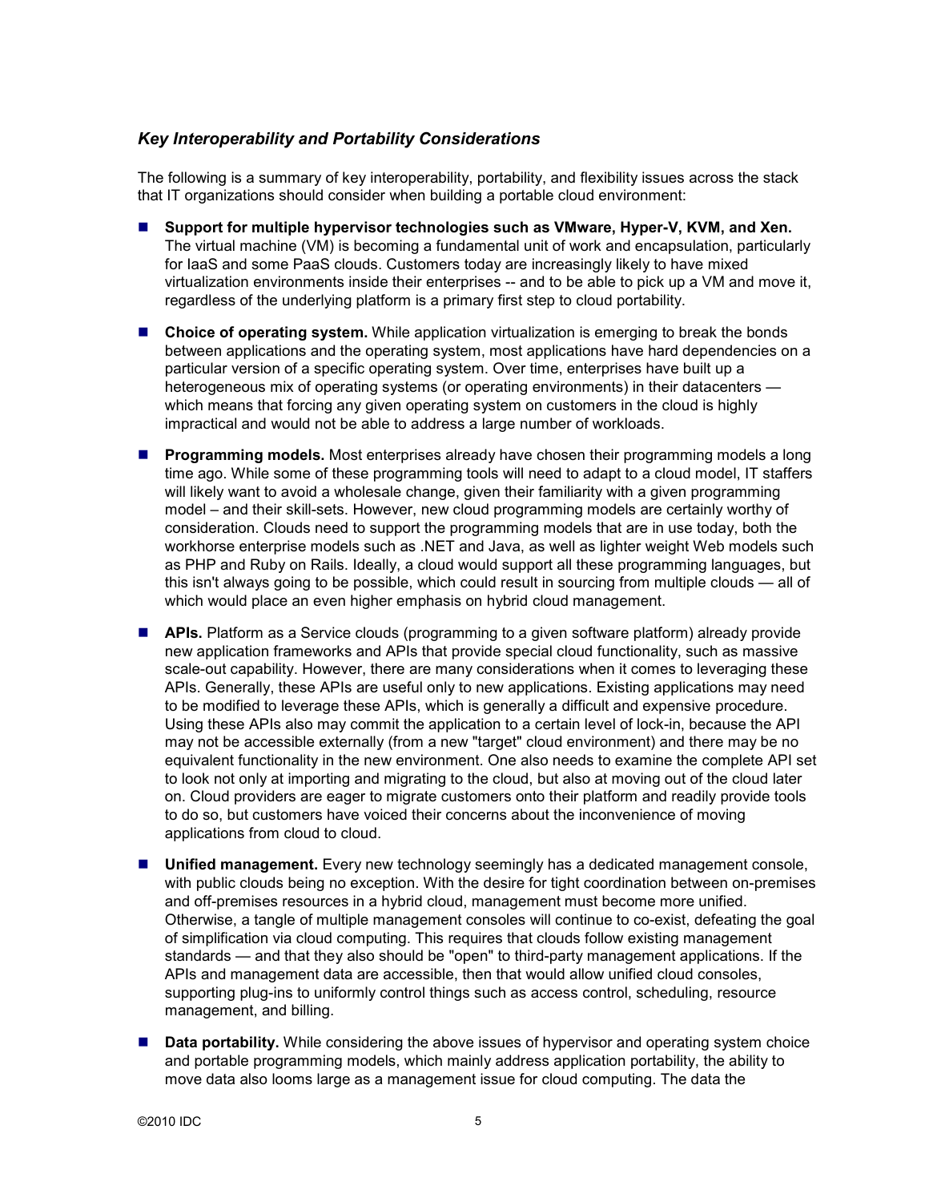### *Key Interoperability and Portability Considerations*

The following is a summary of key interoperability, portability, and flexibility issues across the stack that IT organizations should consider when building a portable cloud environment:

- **Support for multiple hypervisor technologies such as VMware, Hyper-V, KVM, and Xen.** The virtual machine (VM) is becoming a fundamental unit of work and encapsulation, particularly for IaaS and some PaaS clouds. Customers today are increasingly likely to have mixed virtualization environments inside their enterprises -- and to be able to pick up a VM and move it, regardless of the underlying platform is a primary first step to cloud portability.

- **Choice of operating system.** While application virtualization is emerging to break the bonds between applications and the operating system, most applications have hard dependencies on a particular version of a specific operating system. Over time, enterprises have built up a heterogeneous mix of operating systems (or operating environments) in their datacenters — which means that forcing any given operating system on customers in the cloud is highly impractical and would not be able to address a large number of workloads.

- **Programming models.** Most enterprises already have chosen their programming models a long time ago. While some of these programming tools will need to adapt to a cloud model, IT staffers will likely want to avoid a wholesale change, given their familiarity with a given programming model – and their skill-sets. However, new cloud programming models are certainly worthy of consideration. Clouds need to support the programming models that are in use today, both the workhorse enterprise models such as .NET and Java, as well as lighter weight Web models such as PHP and Ruby on Rails. Ideally, a cloud would support all these programming languages, but this isn't always going to be possible, which could result in sourcing from multiple clouds — all of which would place an even higher emphasis on hybrid cloud management.

- **APIs.** Platform as a Service clouds (programming to a given software platform) already provide new application frameworks and APIs that provide special cloud functionality, such as massive scale-out capability. However, there are many considerations when it comes to leveraging these APIs. Generally, these APIs are useful only to new applications. Existing applications may need to be modified to leverage these APIs, which is generally a difficult and expensive procedure. Using these APIs also may commit the application to a certain level of lock-in, because the API may not be accessible externally (from a new "target" cloud environment) and there may be no equivalent functionality in the new environment. One also needs to examine the complete API set to look not only at importing and migrating to the cloud, but also at moving out of the cloud later on. Cloud providers are eager to migrate customers onto their platform and readily provide tools to do so, but customers have voiced their concerns about the inconvenience of moving applications from cloud to cloud.

- **Unified management.** Every new technology seemingly has a dedicated management console, with public clouds being no exception. With the desire for tight coordination between on-premises and off-premises resources in a hybrid cloud, management must become more unified. Otherwise, a tangle of multiple management consoles will continue to co-exist, defeating the goal of simplification via cloud computing. This requires that clouds follow existing management standards — and that they also should be "open" to third-party management applications. If the APIs and management data are accessible, then that would allow unified cloud consoles, supporting plug-ins to uniformly control things such as access control, scheduling, resource management, and billing.

- **Data portability.** While considering the above issues of hypervisor and operating system choice and portable programming models, which mainly address application portability, the ability to move data also looms large as a management issue for cloud computing. The data the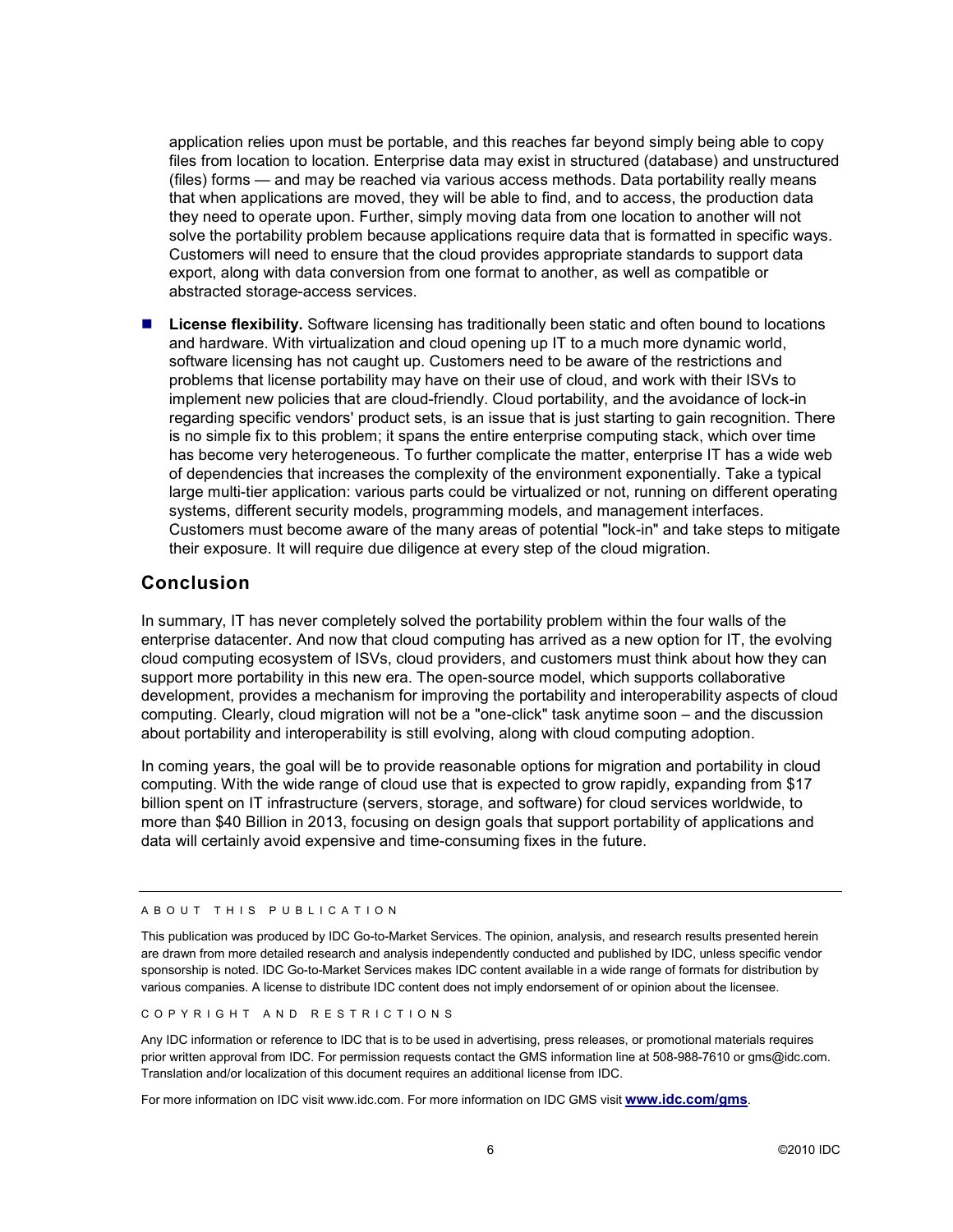application relies upon must be portable, and this reaches far beyond simply being able to copy files from location to location. Enterprise data may exist in structured (database) and unstructured (files) forms — and may be reached via various access methods. Data portability really means that when applications are moved, they will be able to find, and to access, the production data they need to operate upon. Further, simply moving data from one location to another will not solve the portability problem because applications require data that is formatted in specific ways. Customers will need to ensure that the cloud provides appropriate standards to support data export, along with data conversion from one format to another, as well as compatible or abstracted storage-access services.

- **License flexibility.** Software licensing has traditionally been static and often bound to locations and hardware. With virtualization and cloud opening up IT to a much more dynamic world, software licensing has not caught up. Customers need to be aware of the restrictions and problems that license portability may have on their use of cloud, and work with their ISVs to implement new policies that are cloud-friendly. Cloud portability, and the avoidance of lock-in regarding specific vendors' product sets, is an issue that is just starting to gain recognition. There is no simple fix to this problem; it spans the entire enterprise computing stack, which over time has become very heterogeneous. To further complicate the matter, enterprise IT has a wide web of dependencies that increases the complexity of the environment exponentially. Take a typical large multi-tier application: various parts could be virtualized or not, running on different operating systems, different security models, programming models, and management interfaces. Customers must become aware of the many areas of potential "lock-in" and take steps to mitigate their exposure. It will require due diligence at every step of the cloud migration.

## Conclusion

In summary, IT has never completely solved the portability problem within the four walls of the enterprise datacenter. And now that cloud computing has arrived as a new option for IT, the evolving cloud computing ecosystem of ISVs, cloud providers, and customers must think about how they can support more portability in this new era. The open-source model, which supports collaborative development, provides a mechanism for improving the portability and interoperability aspects of cloud computing. Clearly, cloud migration will not be a "one-click" task anytime soon – and the discussion about portability and interoperability is still evolving, along with cloud computing adoption.

In coming years, the goal will be to provide reasonable options for migration and portability in cloud computing. With the wide range of cloud use that is expected to grow rapidly, expanding from $17 billion spent on IT infrastructure (servers, storage, and software) for cloud services worldwide, to more than $40 Billion in 2013, focusing on design goals that support portability of applications and data will certainly avoid expensive and time-consuming fixes in the future.

---

A B O U T  T H I S  P U B L I C A T I O N

This publication was produced by IDC Go-to-Market Services. The opinion, analysis, and research results presented herein are drawn from more detailed research and analysis independently conducted and published by IDC, unless specific vendor sponsorship is noted. IDC Go-to-Market Services makes IDC content available in a wide range of formats for distribution by various companies. A license to distribute IDC content does not imply endorsement of or opinion about the licensee.

C O P Y R I G H T  A N D  R E S T R I C T I O N S

Any IDC information or reference to IDC that is to be used in advertising, press releases, or promotional materials requires prior written approval from IDC. For permission requests contact the GMS information line at 508-988-7610 or gms@idc.com. Translation and/or localization of this document requires an additional license from IDC.

For more information on IDC visit www.idc.com. For more information on IDC GMS visit **www.idc.com/gms**.

©2010 IDC